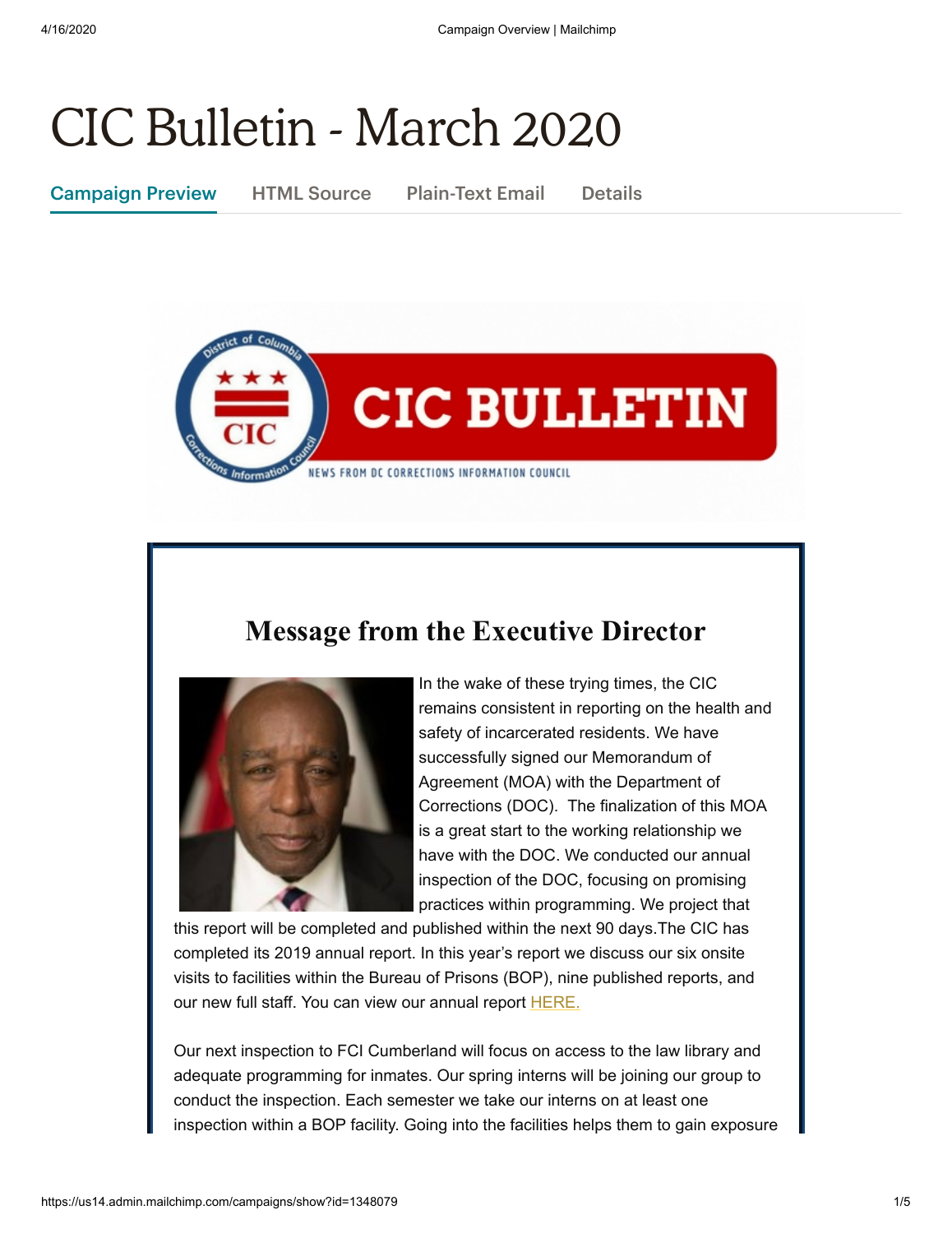# CIC Bulletin - March 2020

Campaign Preview HTML Source Plain-Text Email Details

CIC BULLETIN

NEWS FROM DC CORRECTIONS INFORMATION COUNCIL

## Message from the Executive Director

In the wake of these trying times, the CIC remains consistent in reporting on the health and safety of incarcerated residents. We have successfully signed our Memorandum of Agreement (MOA) with the Department of Corrections (DOC). The finalization of this MOA is a great start to the working relationship we have with the DOC. We conducted our annual inspection of the DOC, focusing on promising practices within programming. We project that this report will be completed and published within the next 90 days.The CIC has completed its 2019 annual report. In this year's report we discuss our six onsite visits to facilities within the Bureau of Prisons (BOP), nine published reports, and our new full staff. You can view our annual report HERE.

Our next inspection to FCI Cumberland will focus on access to the law library and adequate programming for inmates. Our spring interns will be joining our group to conduct the inspection. Each semester we take our interns on at least one inspection within a BOP facility. Going into the facilities helps them to gain exposure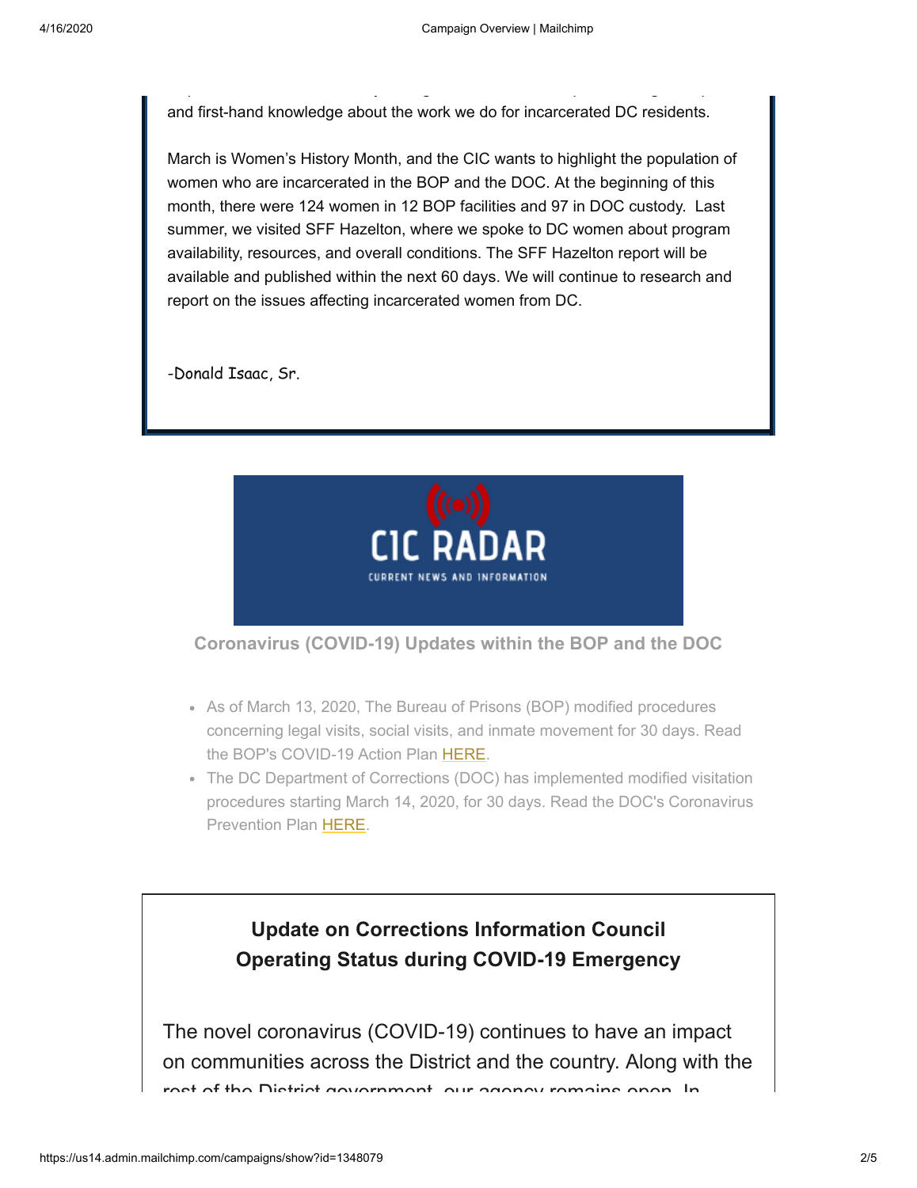and first-hand knowledge about the work we do for incarcerated DC residents.

March is Women's History Month, and the CIC wants to highlight the population of women who are incarcerated in the BOP and the DOC. At the beginning of this month, there were 124 women in 12 BOP facilities and 97 in DOC custody. Last summer, we visited SFF Hazelton, where we spoke to DC women about program availability, resources, and overall conditions. The SFF Hazelton report will be available and published within the next 60 days. We will continue to research and report on the issues affecting incarcerated women from DC.

-Donald Isaac, Sr.

CIC RADAR

CURRENT NEWS AND INFORMATION

### Coronavirus (COVID-19) Updates within the BOP and the DOC

- As of March 13, 2020, The Bureau of Prisons (BOP) modified procedures concerning legal visits, social visits, and inmate movement for 30 days. Read the BOP's COVID-19 Action Plan HERE.
- The DC Department of Corrections (DOC) has implemented modified visitation procedures starting March 14, 2020, for 30 days. Read the DOC's Coronavirus Prevention Plan HERE.

## Update on Corrections Information Council Operating Status during COVID-19 Emergency

The novel coronavirus (COVID-19) continues to have an impact on communities across the District and the country. Along with the rest of the District government, our agency remains open. In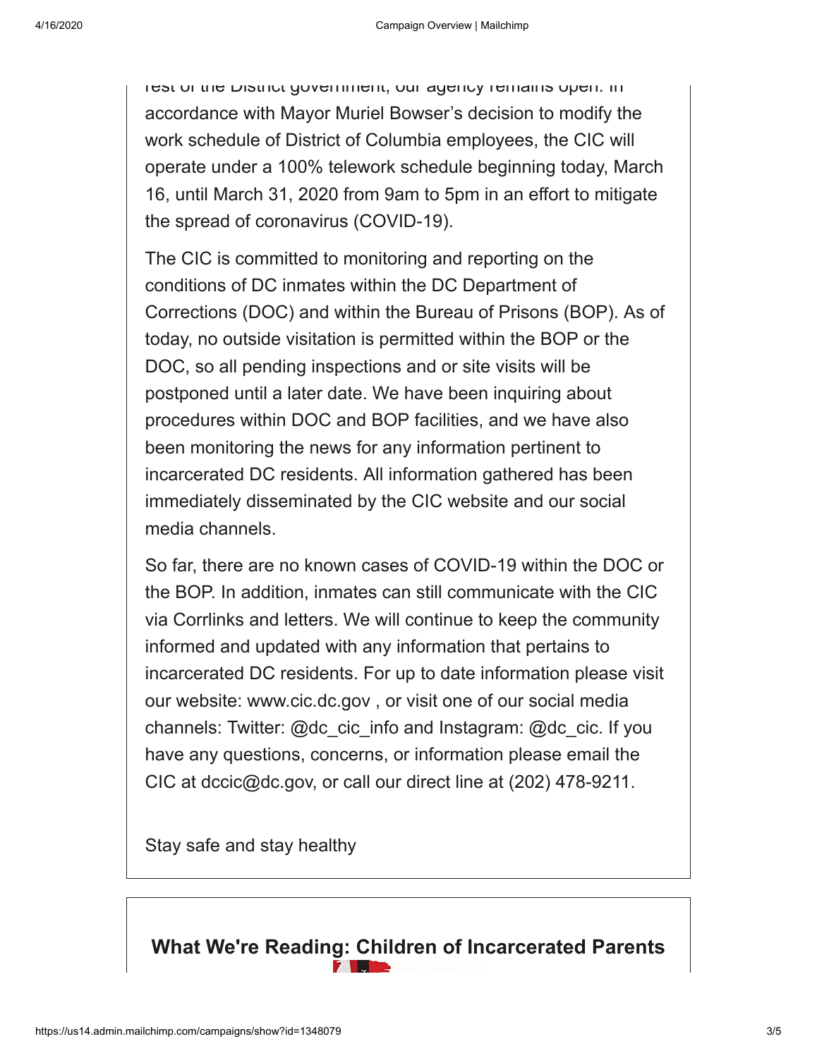rest of the District government, our agency remains open. In accordance with Mayor Muriel Bowser's decision to modify the work schedule of District of Columbia employees, the CIC will operate under a 100% telework schedule beginning today, March 16, until March 31, 2020 from 9am to 5pm in an effort to mitigate the spread of coronavirus (COVID-19).

The CIC is committed to monitoring and reporting on the conditions of DC inmates within the DC Department of Corrections (DOC) and within the Bureau of Prisons (BOP). As of today, no outside visitation is permitted within the BOP or the DOC, so all pending inspections and or site visits will be postponed until a later date. We have been inquiring about procedures within DOC and BOP facilities, and we have also been monitoring the news for any information pertinent to incarcerated DC residents. All information gathered has been immediately disseminated by the CIC website and our social media channels.

So far, there are no known cases of COVID-19 within the DOC or the BOP. In addition, inmates can still communicate with the CIC via Corrlinks and letters. We will continue to keep the community informed and updated with any information that pertains to incarcerated DC residents. For up to date information please visit our website: www.cic.dc.gov , or visit one of our social media channels: Twitter: @dc_cic_info and Instagram: @dc_cic. If you have any questions, concerns, or information please email the CIC at dccic@dc.gov, or call our direct line at (202) 478-9211.

Stay safe and stay healthy

## What We're Reading: Children of Incarcerated Parents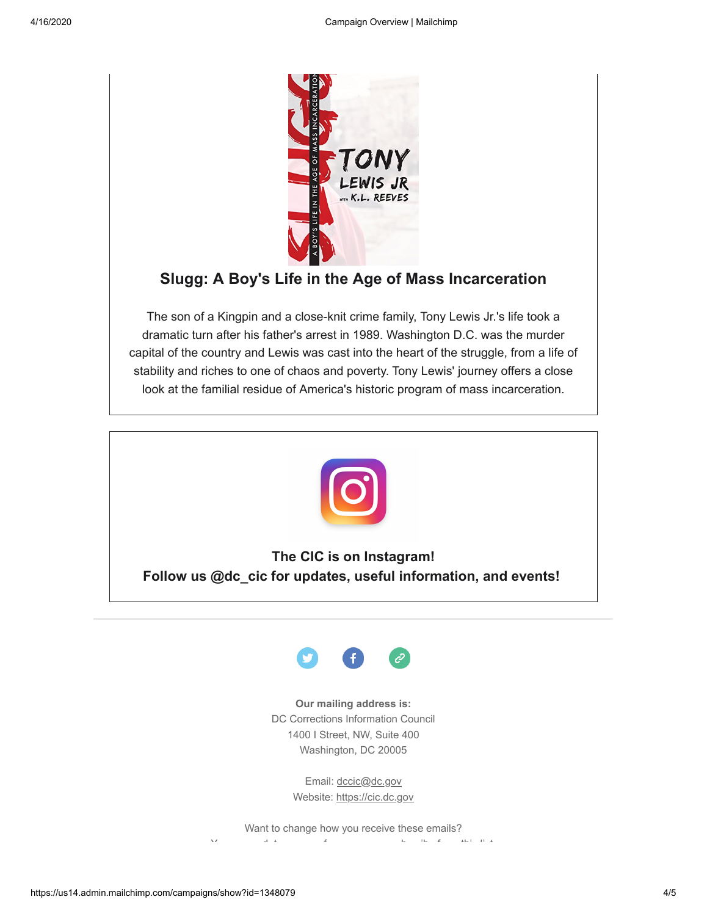## Slugg: A Boy's Life in the Age of Mass Incarceration

The son of a Kingpin and a close-knit crime family, Tony Lewis Jr.'s life took a dramatic turn after his father's arrest in 1989. Washington D.C. was the murder capital of the country and Lewis was cast into the heart of the struggle, from a life of stability and riches to one of chaos and poverty. Tony Lewis' journey offers a close look at the familial residue of America's historic program of mass incarceration.

**The CIC is on Instagram!**
**Follow us @dc_cic for updates, useful information, and events!**

**Our mailing address is:**
DC Corrections Information Council
1400 I Street, NW, Suite 400
Washington, DC 20005

Email: dccic@dc.gov
Website: https://cic.dc.gov

Want to change how you receive these emails?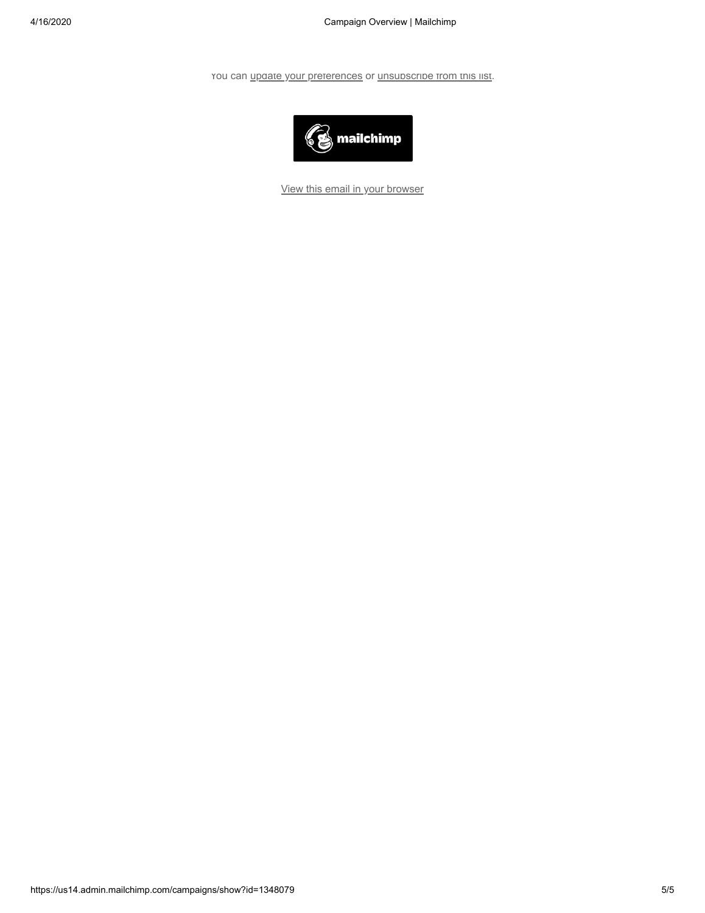You can update your preferences or unsubscribe from this list.

mailchimp

View this email in your browser